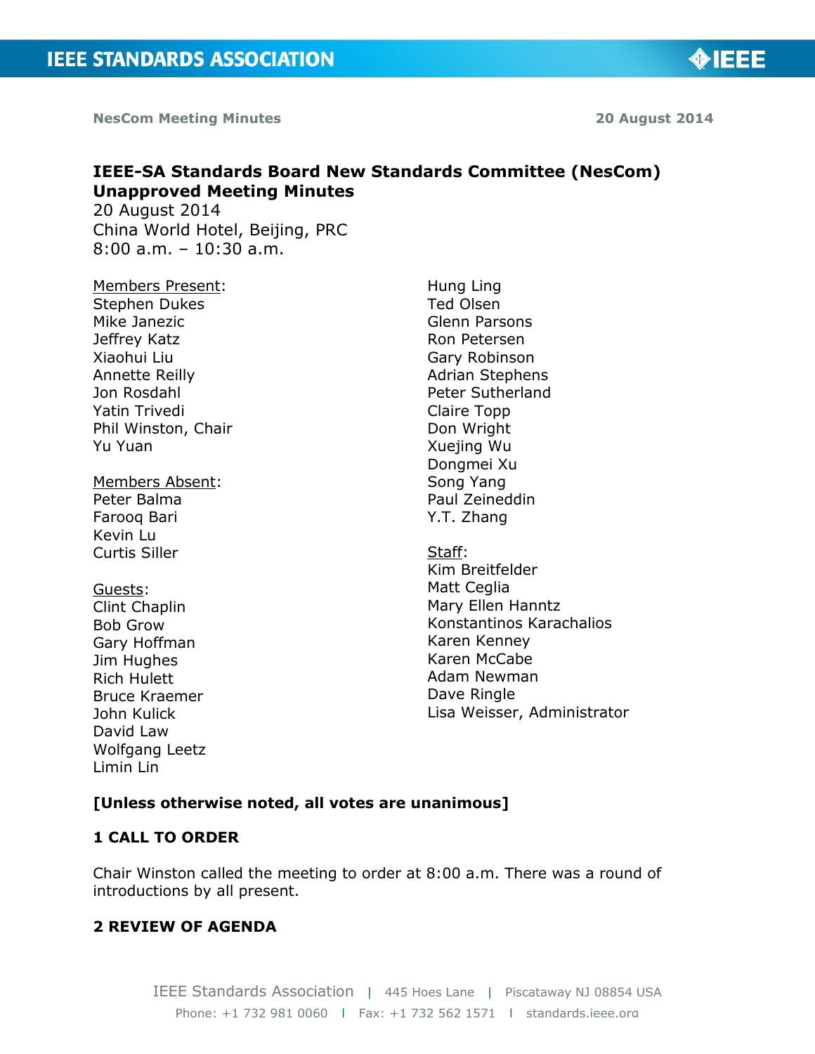**NesCom Meeting Minutes** **20 August 2014**

# IEEE-SA Standards Board New Standards Committee (NesCom) Unapproved Meeting Minutes

20 August 2014
China World Hotel, Beijing, PRC
8:00 a.m. – 10:30 a.m.

Members Present:
Stephen Dukes
Mike Janezic
Jeffrey Katz
Xiaohui Liu
Annette Reilly
Jon Rosdahl
Yatin Trivedi
Phil Winston, Chair
Yu Yuan
Hung Ling
Ted Olsen
Glenn Parsons
Ron Petersen
Gary Robinson
Adrian Stephens
Peter Sutherland
Claire Topp
Don Wright
Xuejing Wu
Dongmei Xu
Song Yang
Paul Zeineddin
Y.T. Zhang

Members Absent:
Peter Balma
Farooq Bari
Kevin Lu
Curtis Siller

Guests:
Clint Chaplin
Bob Grow
Gary Hoffman
Jim Hughes
Rich Hulett
Bruce Kraemer
John Kulick
David Law
Wolfgang Leetz
Limin Lin

Staff:
Kim Breitfelder
Matt Ceglia
Mary Ellen Hanntz
Konstantinos Karachalios
Karen Kenney
Karen McCabe
Adam Newman
Dave Ringle
Lisa Weisser, Administrator

**[Unless otherwise noted, all votes are unanimous]**

## 1 CALL TO ORDER

Chair Winston called the meeting to order at 8:00 a.m. There was a round of introductions by all present.

## 2 REVIEW OF AGENDA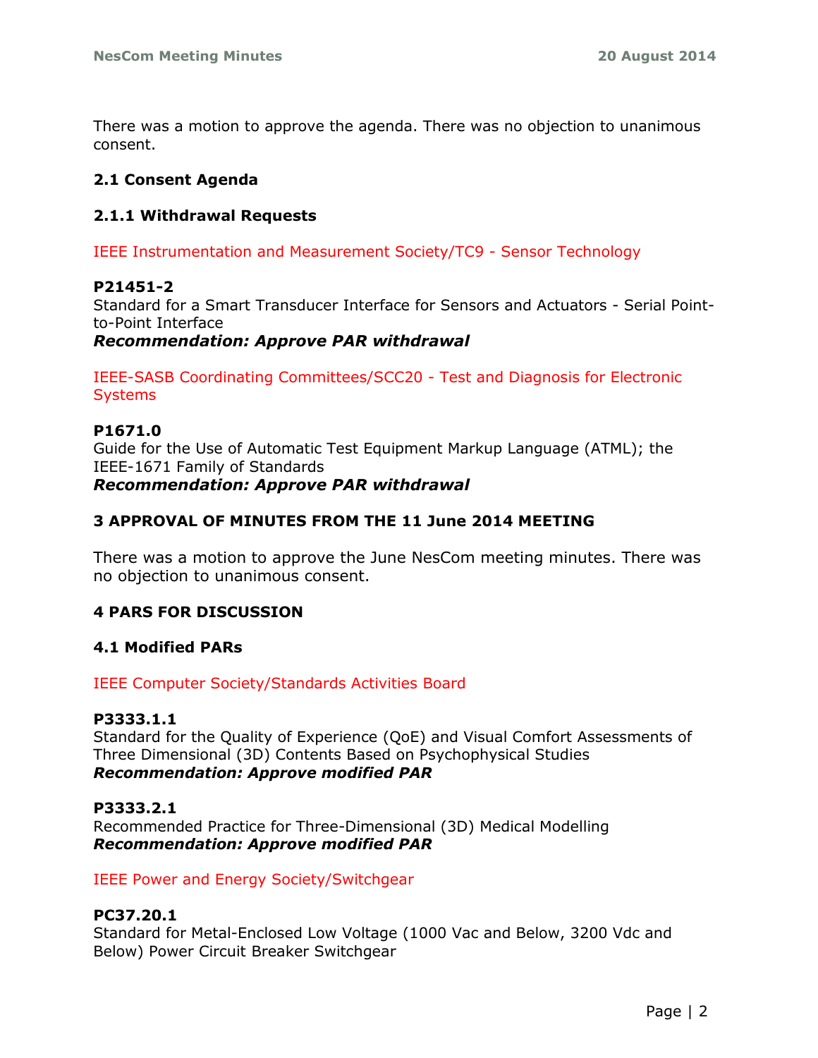There was a motion to approve the agenda. There was no objection to unanimous consent.

### 2.1 Consent Agenda

#### 2.1.1 Withdrawal Requests

IEEE Instrumentation and Measurement Society/TC9 - Sensor Technology

**P21451-2**
Standard for a Smart Transducer Interface for Sensors and Actuators - Serial Point-to-Point Interface
***Recommendation: Approve PAR withdrawal***

IEEE-SASB Coordinating Committees/SCC20 - Test and Diagnosis for Electronic Systems

**P1671.0**
Guide for the Use of Automatic Test Equipment Markup Language (ATML); the IEEE-1671 Family of Standards
***Recommendation: Approve PAR withdrawal***

## 3 APPROVAL OF MINUTES FROM THE 11 June 2014 MEETING

There was a motion to approve the June NesCom meeting minutes. There was no objection to unanimous consent.

## 4 PARS FOR DISCUSSION

### 4.1 Modified PARs

IEEE Computer Society/Standards Activities Board

**P3333.1.1**
Standard for the Quality of Experience (QoE) and Visual Comfort Assessments of Three Dimensional (3D) Contents Based on Psychophysical Studies
***Recommendation: Approve modified PAR***

**P3333.2.1**
Recommended Practice for Three-Dimensional (3D) Medical Modelling
***Recommendation: Approve modified PAR***

IEEE Power and Energy Society/Switchgear

**PC37.20.1**
Standard for Metal-Enclosed Low Voltage (1000 Vac and Below, 3200 Vdc and Below) Power Circuit Breaker Switchgear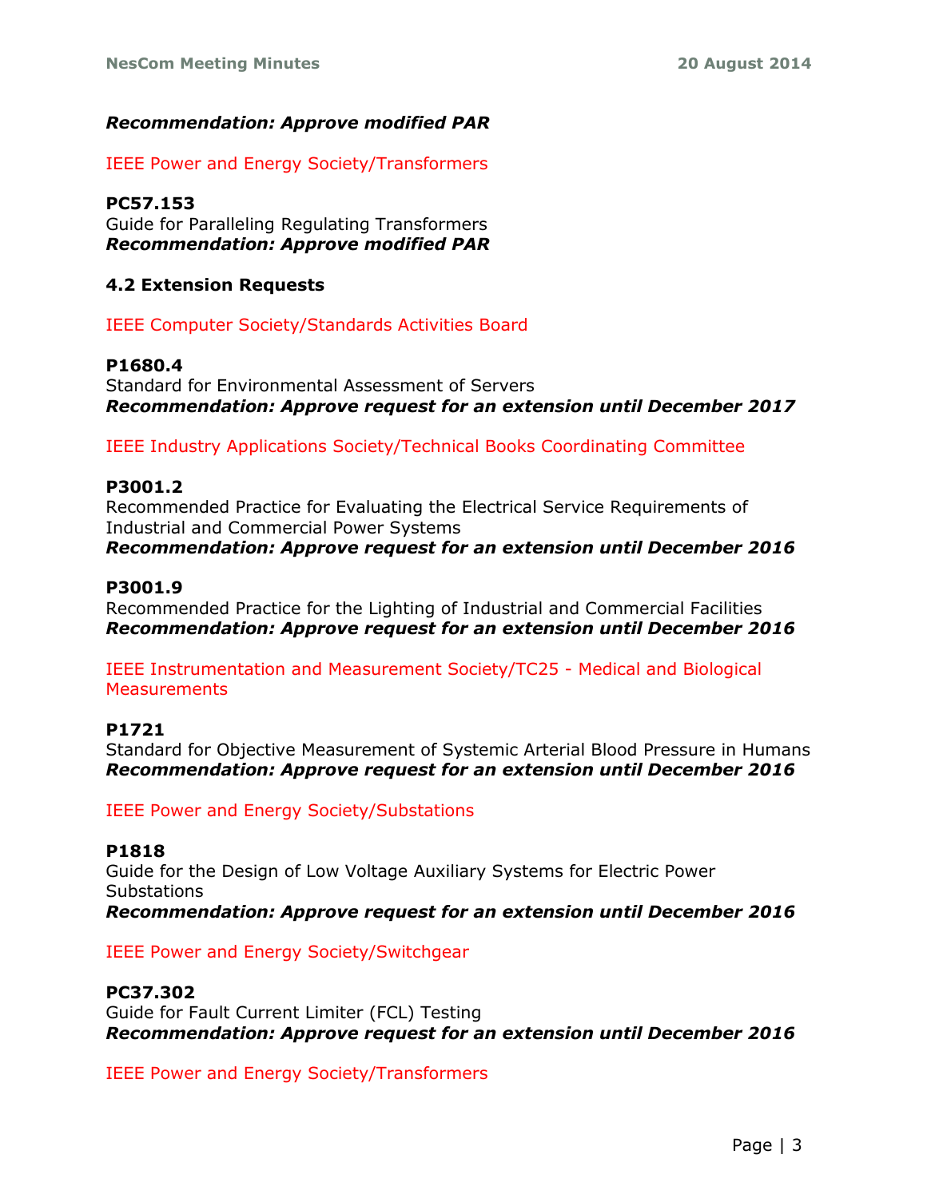***Recommendation: Approve modified PAR***

IEEE Power and Energy Society/Transformers

**PC57.153**
Guide for Paralleling Regulating Transformers
***Recommendation: Approve modified PAR***

### 4.2 Extension Requests

IEEE Computer Society/Standards Activities Board

**P1680.4**
Standard for Environmental Assessment of Servers
***Recommendation: Approve request for an extension until December 2017***

IEEE Industry Applications Society/Technical Books Coordinating Committee

**P3001.2**
Recommended Practice for Evaluating the Electrical Service Requirements of Industrial and Commercial Power Systems
***Recommendation: Approve request for an extension until December 2016***

**P3001.9**
Recommended Practice for the Lighting of Industrial and Commercial Facilities
***Recommendation: Approve request for an extension until December 2016***

IEEE Instrumentation and Measurement Society/TC25 - Medical and Biological Measurements

**P1721**
Standard for Objective Measurement of Systemic Arterial Blood Pressure in Humans
***Recommendation: Approve request for an extension until December 2016***

IEEE Power and Energy Society/Substations

**P1818**
Guide for the Design of Low Voltage Auxiliary Systems for Electric Power Substations
***Recommendation: Approve request for an extension until December 2016***

IEEE Power and Energy Society/Switchgear

**PC37.302**
Guide for Fault Current Limiter (FCL) Testing
***Recommendation: Approve request for an extension until December 2016***

IEEE Power and Energy Society/Transformers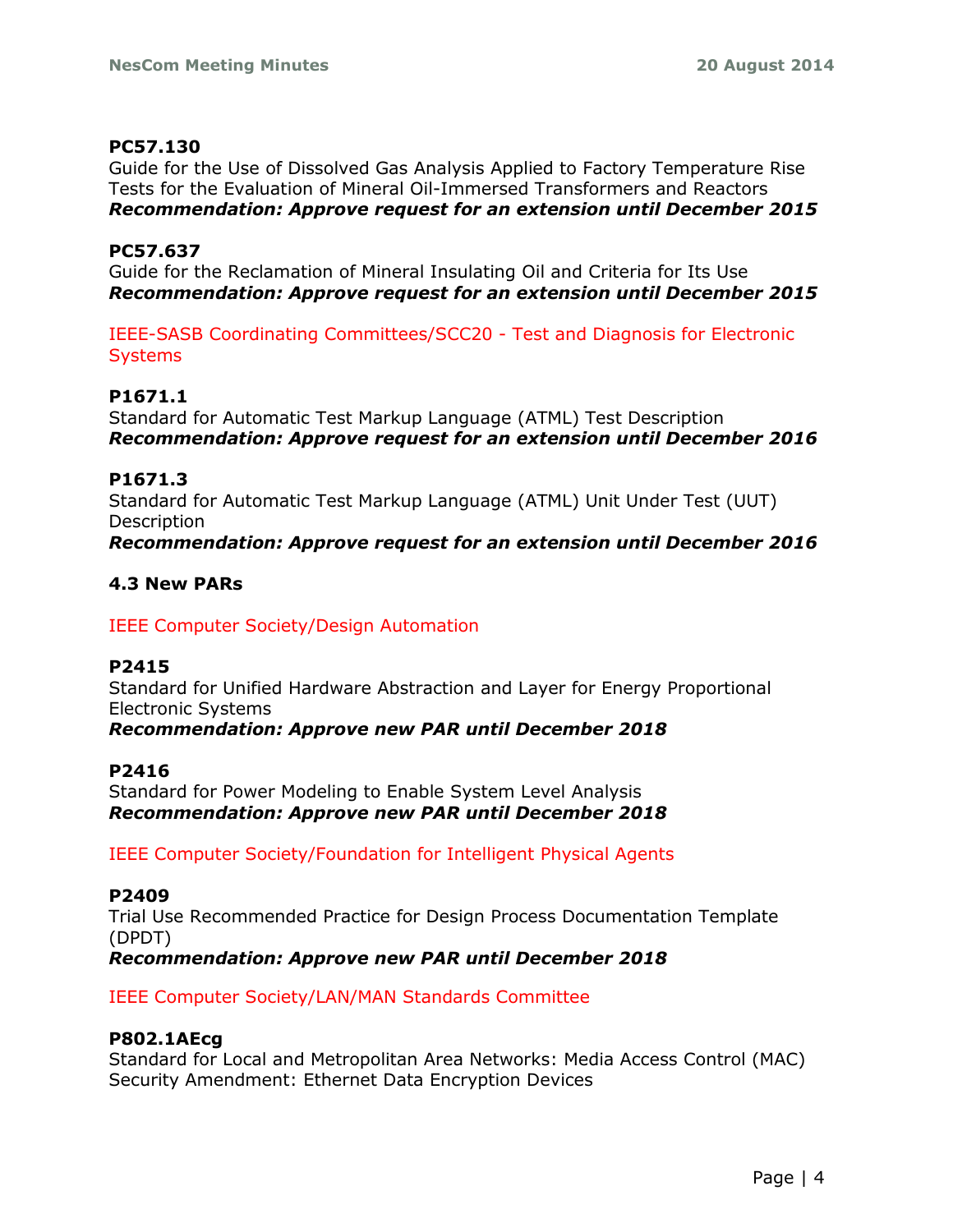**PC57.130**
Guide for the Use of Dissolved Gas Analysis Applied to Factory Temperature Rise Tests for the Evaluation of Mineral Oil-Immersed Transformers and Reactors
***Recommendation: Approve request for an extension until December 2015***

**PC57.637**
Guide for the Reclamation of Mineral Insulating Oil and Criteria for Its Use
***Recommendation: Approve request for an extension until December 2015***

IEEE-SASB Coordinating Committees/SCC20 - Test and Diagnosis for Electronic Systems

**P1671.1**
Standard for Automatic Test Markup Language (ATML) Test Description
***Recommendation: Approve request for an extension until December 2016***

**P1671.3**
Standard for Automatic Test Markup Language (ATML) Unit Under Test (UUT) Description
***Recommendation: Approve request for an extension until December 2016***

### 4.3 New PARs

IEEE Computer Society/Design Automation

**P2415**
Standard for Unified Hardware Abstraction and Layer for Energy Proportional Electronic Systems
***Recommendation: Approve new PAR until December 2018***

**P2416**
Standard for Power Modeling to Enable System Level Analysis
***Recommendation: Approve new PAR until December 2018***

IEEE Computer Society/Foundation for Intelligent Physical Agents

**P2409**
Trial Use Recommended Practice for Design Process Documentation Template (DPDT)
***Recommendation: Approve new PAR until December 2018***

IEEE Computer Society/LAN/MAN Standards Committee

**P802.1AEcg**
Standard for Local and Metropolitan Area Networks: Media Access Control (MAC) Security Amendment: Ethernet Data Encryption Devices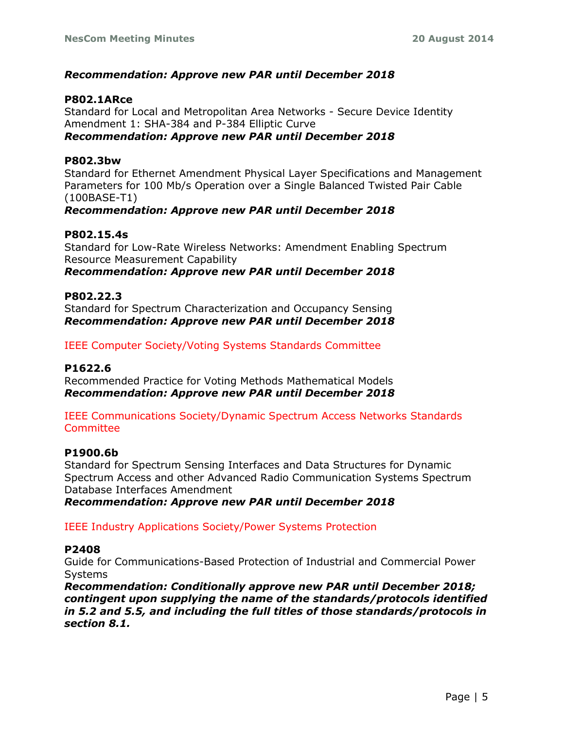***Recommendation: Approve new PAR until December 2018***

**P802.1ARce**
Standard for Local and Metropolitan Area Networks - Secure Device Identity Amendment 1: SHA-384 and P-384 Elliptic Curve
***Recommendation: Approve new PAR until December 2018***

**P802.3bw**
Standard for Ethernet Amendment Physical Layer Specifications and Management Parameters for 100 Mb/s Operation over a Single Balanced Twisted Pair Cable (100BASE-T1)
***Recommendation: Approve new PAR until December 2018***

**P802.15.4s**
Standard for Low-Rate Wireless Networks: Amendment Enabling Spectrum Resource Measurement Capability
***Recommendation: Approve new PAR until December 2018***

**P802.22.3**
Standard for Spectrum Characterization and Occupancy Sensing
***Recommendation: Approve new PAR until December 2018***

IEEE Computer Society/Voting Systems Standards Committee

**P1622.6**
Recommended Practice for Voting Methods Mathematical Models
***Recommendation: Approve new PAR until December 2018***

IEEE Communications Society/Dynamic Spectrum Access Networks Standards Committee

**P1900.6b**
Standard for Spectrum Sensing Interfaces and Data Structures for Dynamic Spectrum Access and other Advanced Radio Communication Systems Spectrum Database Interfaces Amendment
***Recommendation: Approve new PAR until December 2018***

IEEE Industry Applications Society/Power Systems Protection

**P2408**
Guide for Communications-Based Protection of Industrial and Commercial Power Systems
***Recommendation: Conditionally approve new PAR until December 2018; contingent upon supplying the name of the standards/protocols identified in 5.2 and 5.5, and including the full titles of those standards/protocols in section 8.1.***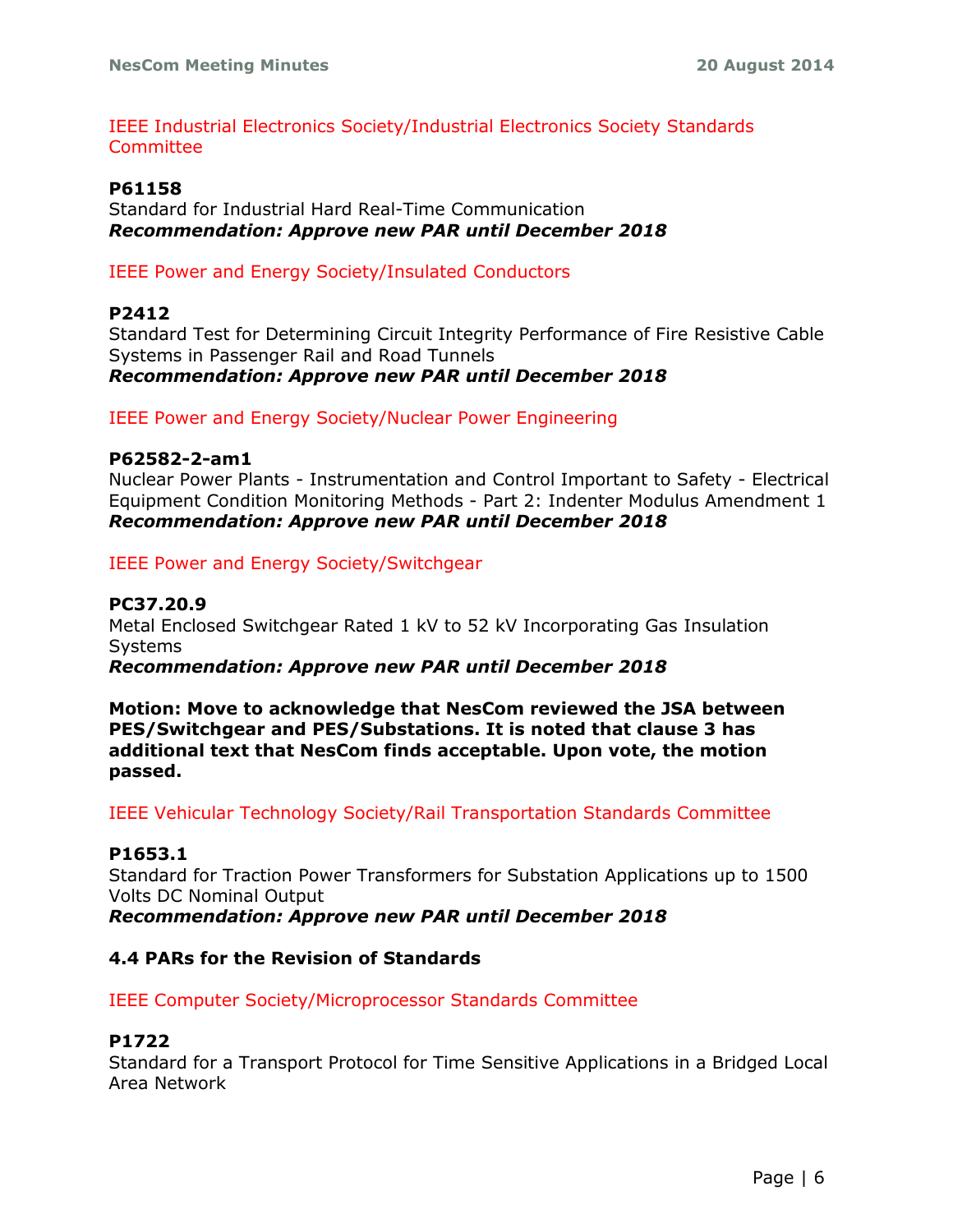IEEE Industrial Electronics Society/Industrial Electronics Society Standards Committee

**P61158**
Standard for Industrial Hard Real-Time Communication
***Recommendation: Approve new PAR until December 2018***

IEEE Power and Energy Society/Insulated Conductors

**P2412**
Standard Test for Determining Circuit Integrity Performance of Fire Resistive Cable Systems in Passenger Rail and Road Tunnels
***Recommendation: Approve new PAR until December 2018***

IEEE Power and Energy Society/Nuclear Power Engineering

**P62582-2-am1**
Nuclear Power Plants - Instrumentation and Control Important to Safety - Electrical Equipment Condition Monitoring Methods - Part 2: Indenter Modulus Amendment 1
***Recommendation: Approve new PAR until December 2018***

IEEE Power and Energy Society/Switchgear

**PC37.20.9**
Metal Enclosed Switchgear Rated 1 kV to 52 kV Incorporating Gas Insulation Systems
***Recommendation: Approve new PAR until December 2018***

**Motion: Move to acknowledge that NesCom reviewed the JSA between PES/Switchgear and PES/Substations. It is noted that clause 3 has additional text that NesCom finds acceptable. Upon vote, the motion passed.**

IEEE Vehicular Technology Society/Rail Transportation Standards Committee

**P1653.1**
Standard for Traction Power Transformers for Substation Applications up to 1500 Volts DC Nominal Output
***Recommendation: Approve new PAR until December 2018***

### 4.4 PARs for the Revision of Standards

IEEE Computer Society/Microprocessor Standards Committee

**P1722**
Standard for a Transport Protocol for Time Sensitive Applications in a Bridged Local Area Network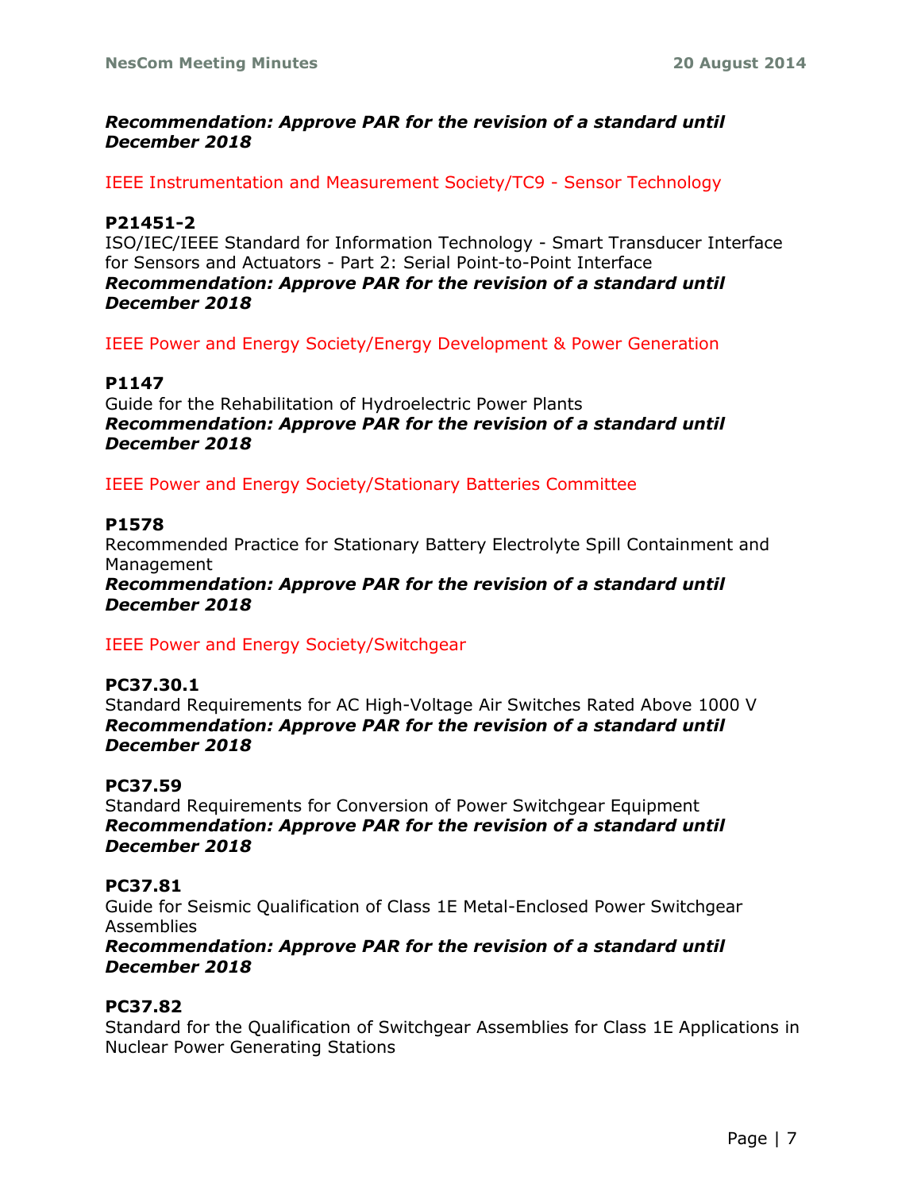***Recommendation: Approve PAR for the revision of a standard until December 2018***

IEEE Instrumentation and Measurement Society/TC9 - Sensor Technology

**P21451-2**
ISO/IEC/IEEE Standard for Information Technology - Smart Transducer Interface for Sensors and Actuators - Part 2: Serial Point-to-Point Interface
***Recommendation: Approve PAR for the revision of a standard until December 2018***

IEEE Power and Energy Society/Energy Development & Power Generation

**P1147**
Guide for the Rehabilitation of Hydroelectric Power Plants
***Recommendation: Approve PAR for the revision of a standard until December 2018***

IEEE Power and Energy Society/Stationary Batteries Committee

**P1578**
Recommended Practice for Stationary Battery Electrolyte Spill Containment and Management
***Recommendation: Approve PAR for the revision of a standard until December 2018***

IEEE Power and Energy Society/Switchgear

**PC37.30.1**
Standard Requirements for AC High-Voltage Air Switches Rated Above 1000 V
***Recommendation: Approve PAR for the revision of a standard until December 2018***

**PC37.59**
Standard Requirements for Conversion of Power Switchgear Equipment
***Recommendation: Approve PAR for the revision of a standard until December 2018***

**PC37.81**
Guide for Seismic Qualification of Class 1E Metal-Enclosed Power Switchgear Assemblies
***Recommendation: Approve PAR for the revision of a standard until December 2018***

**PC37.82**
Standard for the Qualification of Switchgear Assemblies for Class 1E Applications in Nuclear Power Generating Stations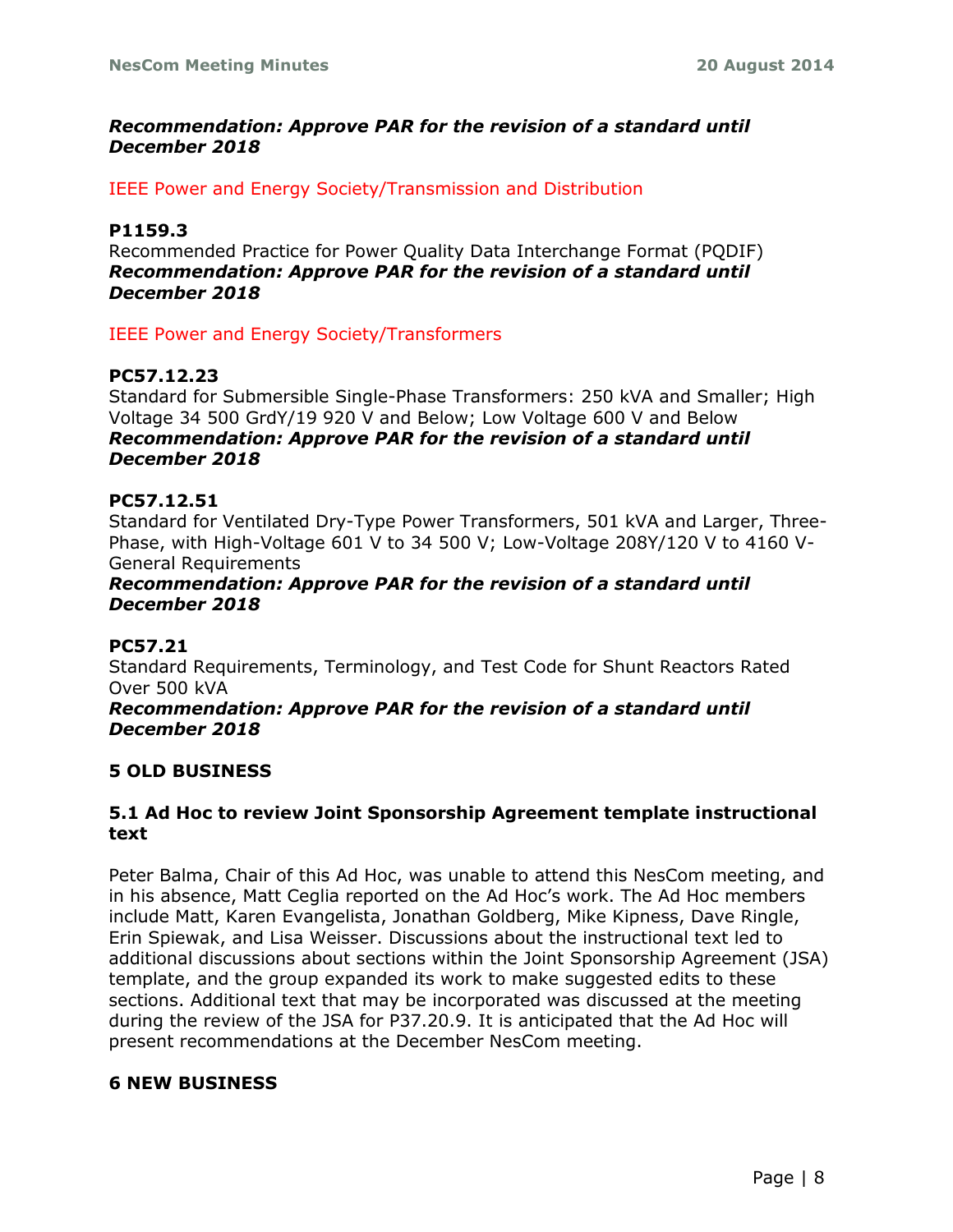***Recommendation: Approve PAR for the revision of a standard until December 2018***

IEEE Power and Energy Society/Transmission and Distribution

**P1159.3**
Recommended Practice for Power Quality Data Interchange Format (PQDIF)
***Recommendation: Approve PAR for the revision of a standard until December 2018***

IEEE Power and Energy Society/Transformers

**PC57.12.23**
Standard for Submersible Single-Phase Transformers: 250 kVA and Smaller; High Voltage 34 500 GrdY/19 920 V and Below; Low Voltage 600 V and Below
***Recommendation: Approve PAR for the revision of a standard until December 2018***

**PC57.12.51**
Standard for Ventilated Dry-Type Power Transformers, 501 kVA and Larger, Three-Phase, with High-Voltage 601 V to 34 500 V; Low-Voltage 208Y/120 V to 4160 V-General Requirements
***Recommendation: Approve PAR for the revision of a standard until December 2018***

**PC57.21**
Standard Requirements, Terminology, and Test Code for Shunt Reactors Rated Over 500 kVA
***Recommendation: Approve PAR for the revision of a standard until December 2018***

## 5 OLD BUSINESS

### 5.1 Ad Hoc to review Joint Sponsorship Agreement template instructional text

Peter Balma, Chair of this Ad Hoc, was unable to attend this NesCom meeting, and in his absence, Matt Ceglia reported on the Ad Hoc's work. The Ad Hoc members include Matt, Karen Evangelista, Jonathan Goldberg, Mike Kipness, Dave Ringle, Erin Spiewak, and Lisa Weisser. Discussions about the instructional text led to additional discussions about sections within the Joint Sponsorship Agreement (JSA) template, and the group expanded its work to make suggested edits to these sections. Additional text that may be incorporated was discussed at the meeting during the review of the JSA for P37.20.9. It is anticipated that the Ad Hoc will present recommendations at the December NesCom meeting.

## 6 NEW BUSINESS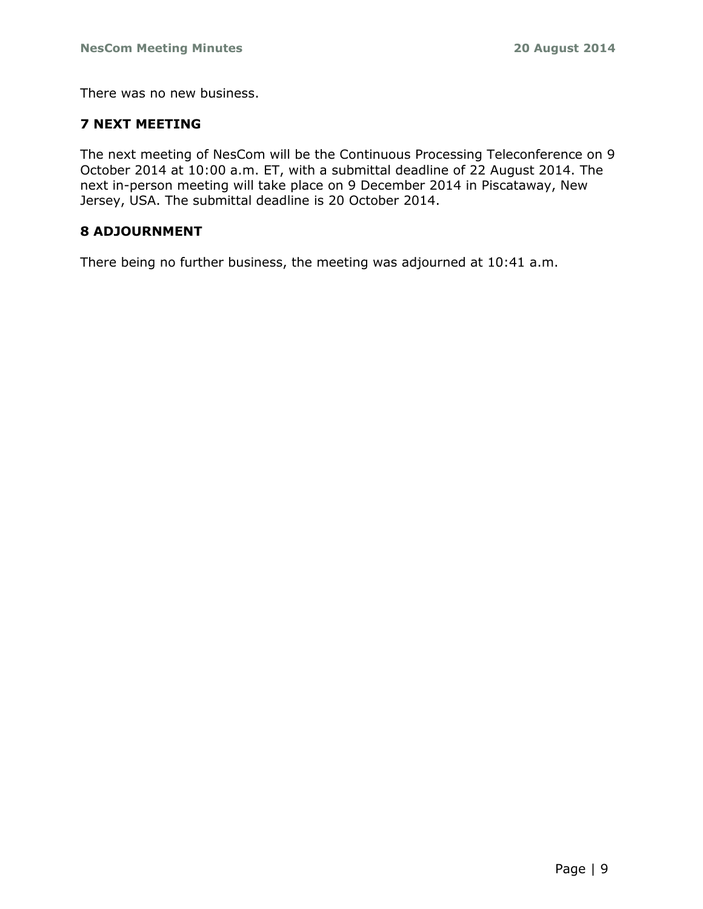There was no new business.

## 7 NEXT MEETING

The next meeting of NesCom will be the Continuous Processing Teleconference on 9 October 2014 at 10:00 a.m. ET, with a submittal deadline of 22 August 2014. The next in-person meeting will take place on 9 December 2014 in Piscataway, New Jersey, USA. The submittal deadline is 20 October 2014.

## 8 ADJOURNMENT

There being no further business, the meeting was adjourned at 10:41 a.m.